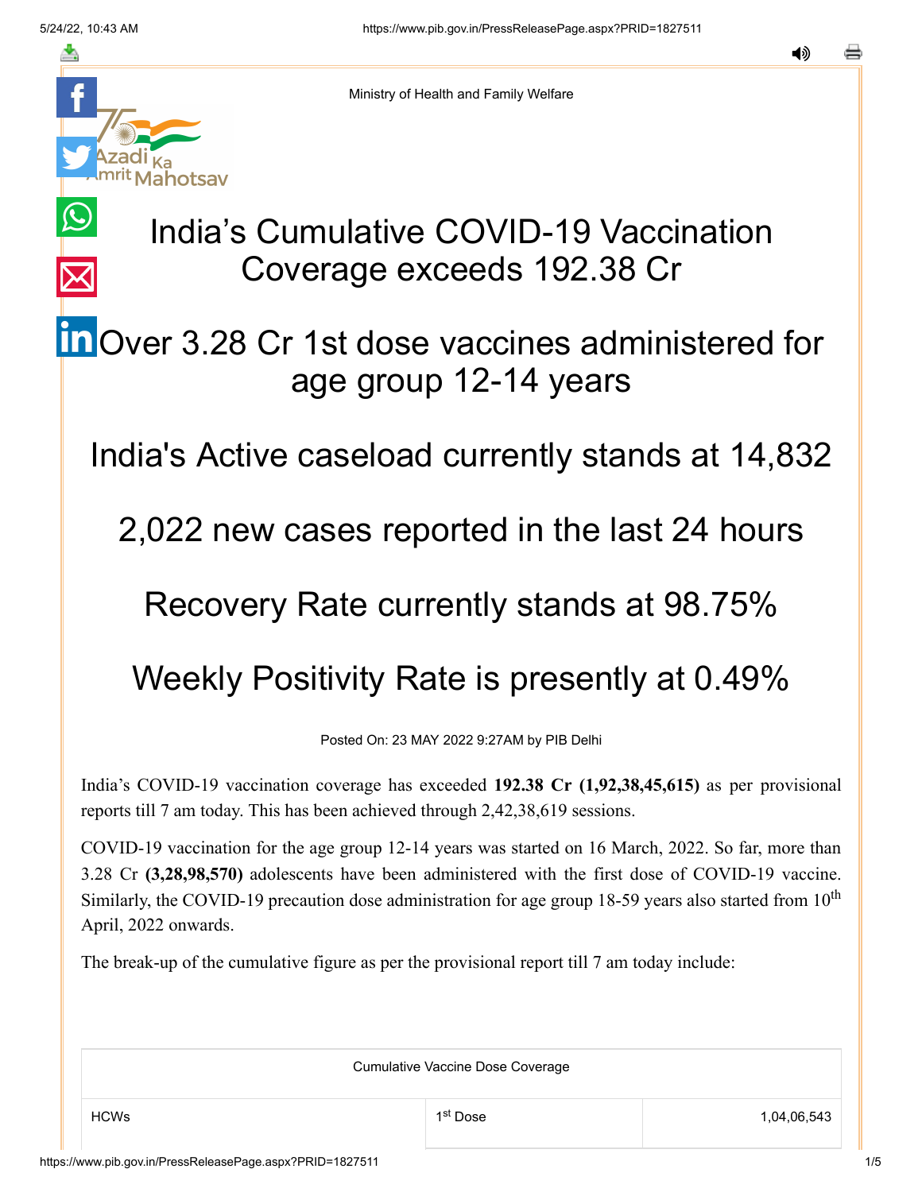Ministry of Health and Family Welfare

# India’s Cumulative COVID-19 Vaccination Coverage exceeds 192.38 Cr

## Over 3.28 Cr 1st dose vaccines administered for age group 12-14 years

## India's Active caseload currently stands at 14,832

## 2,022 new cases reported in the last 24 hours

## Recovery Rate currently stands at 98.75%

## Weekly Positivity Rate is presently at 0.49%

Posted On: 23 MAY 2022 9:27AM by PIB Delhi

India’s COVID-19 vaccination coverage has exceeded **192.38 Cr (1,92,38,45,615)** as per provisional reports till 7 am today. This has been achieved through 2,42,38,619 sessions.

COVID-19 vaccination for the age group 12-14 years was started on 16 March, 2022. So far, more than 3.28 Cr **(3,28,98,570)** adolescents have been administered with the first dose of COVID-19 vaccine. Similarly, the COVID-19 precaution dose administration for age group 18-59 years also started from 10th April, 2022 onwards.

The break-up of the cumulative figure as per the provisional report till 7 am today include:

| Cumulative Vaccine Dose Coverage | | |
|---|---|---|
| HCWs | 1st Dose | 1,04,06,543 |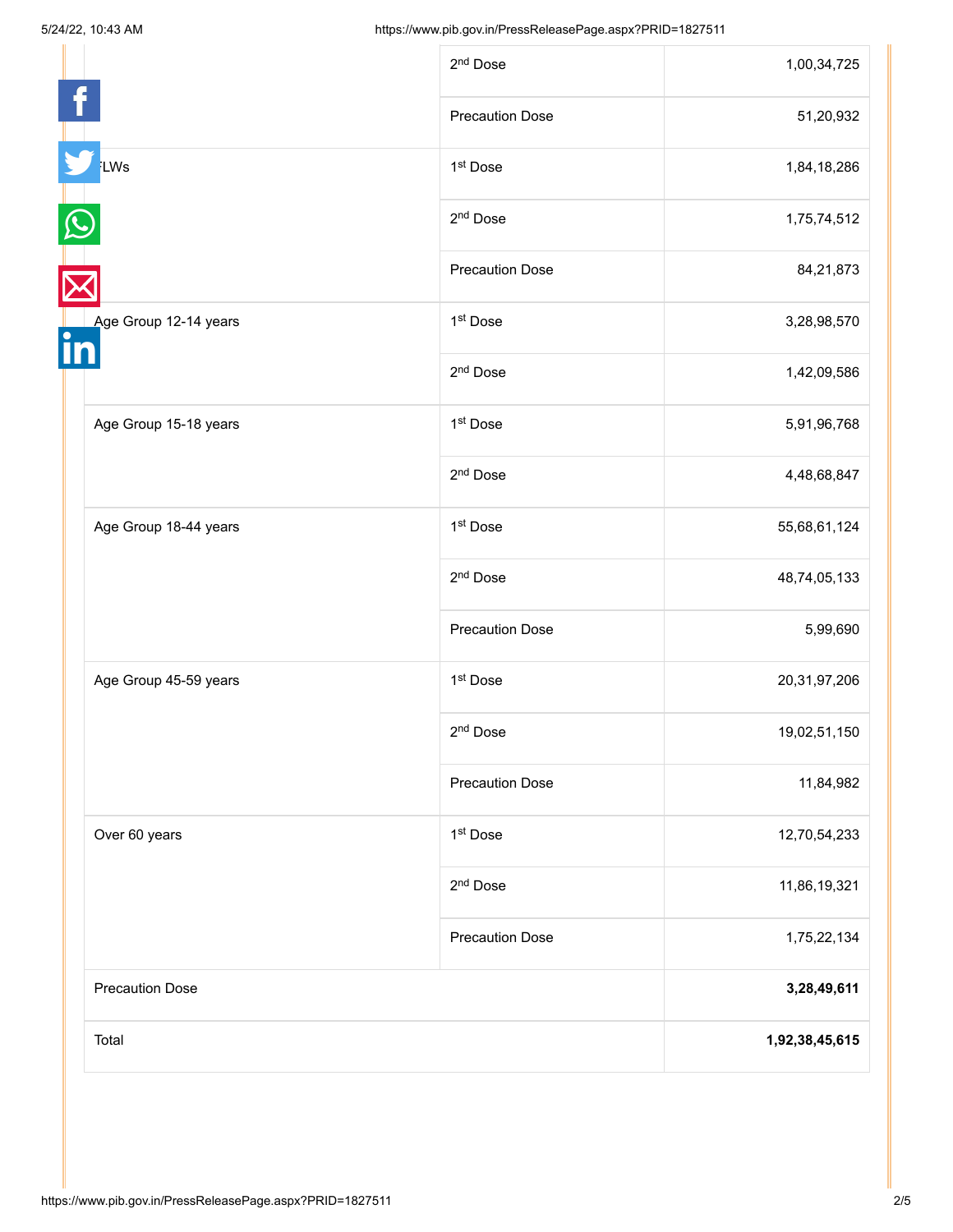| | | |
|---|---|---|
| | 2nd Dose | 1,00,34,725 |
| | Precaution Dose | 51,20,932 |
| FLWs | 1st Dose | 1,84,18,286 |
| | 2nd Dose | 1,75,74,512 |
| | Precaution Dose | 84,21,873 |
| Age Group 12-14 years | 1st Dose | 3,28,98,570 |
| | 2nd Dose | 1,42,09,586 |
| Age Group 15-18 years | 1st Dose | 5,91,96,768 |
| | 2nd Dose | 4,48,68,847 |
| Age Group 18-44 years | 1st Dose | 55,68,61,124 |
| | 2nd Dose | 48,74,05,133 |
| | Precaution Dose | 5,99,690 |
| Age Group 45-59 years | 1st Dose | 20,31,97,206 |
| | 2nd Dose | 19,02,51,150 |
| | Precaution Dose | 11,84,982 |
| Over 60 years | 1st Dose | 12,70,54,233 |
| | 2nd Dose | 11,86,19,321 |
| | Precaution Dose | 1,75,22,134 |
| Precaution Dose | | **3,28,49,611** |
| Total | | **1,92,38,45,615** |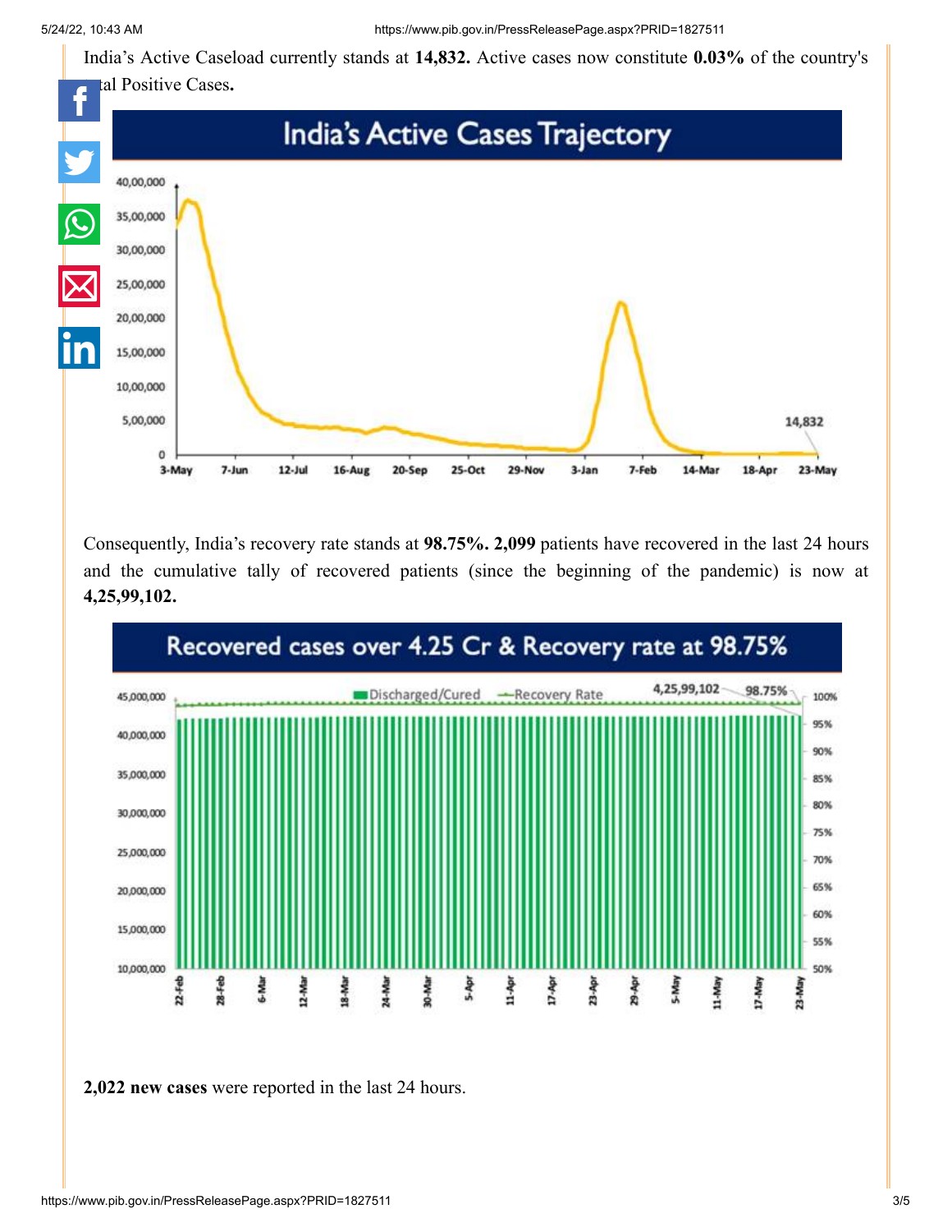India's Active Caseload currently stands at **14,832.** Active cases now constitute **0.03%** of the country's total Positive Cases**.**

India's Active Cases Trajectory

Consequently, India's recovery rate stands at **98.75%. 2,099** patients have recovered in the last 24 hours and the cumulative tally of recovered patients (since the beginning of the pandemic) is now at **4,25,99,102.**

Recovered cases over 4.25 Cr & Recovery rate at 98.75%

**2,022 new cases** were reported in the last 24 hours.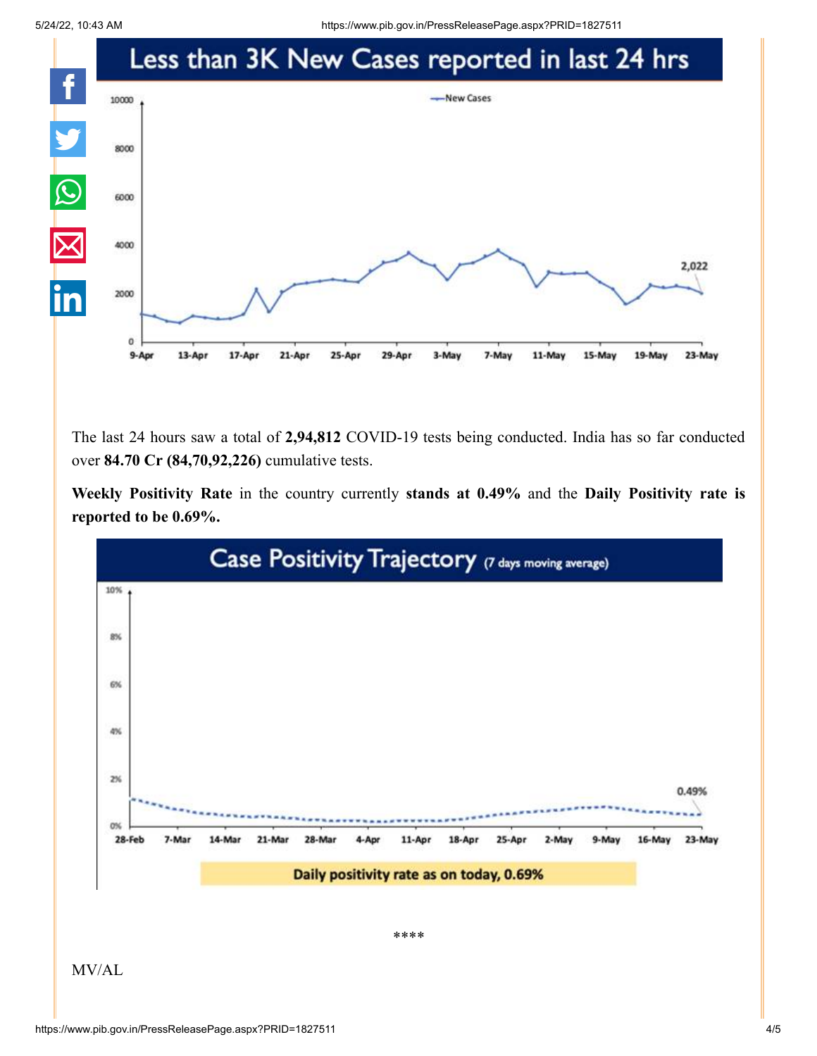## Less than 3K New Cases reported in last 24 hrs

The last 24 hours saw a total of **2,94,812** COVID-19 tests being conducted. India has so far conducted over **84.70 Cr (84,70,92,226)** cumulative tests.

**Weekly Positivity Rate** in the country currently **stands at 0.49%** and the **Daily Positivity rate is reported to be 0.69%.**

## Case Positivity Trajectory (7 days moving average)

Daily positivity rate as on today, 0.69%

****

MV/AL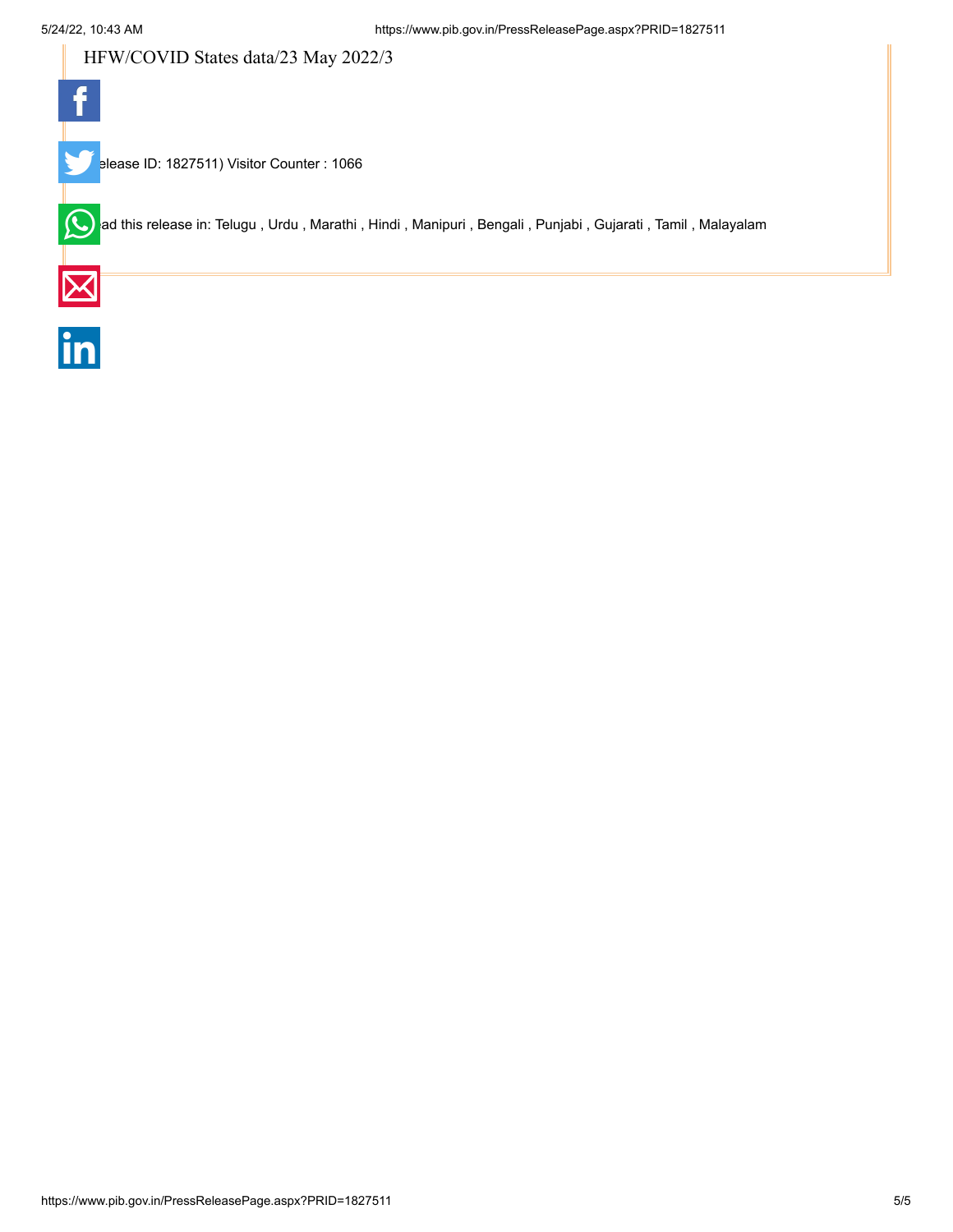HFW/COVID States data/23 May 2022/3

(Release ID: 1827511) Visitor Counter : 1066

Read this release in: Telugu , Urdu , Marathi , Hindi , Manipuri , Bengali , Punjabi , Gujarati , Tamil , Malayalam